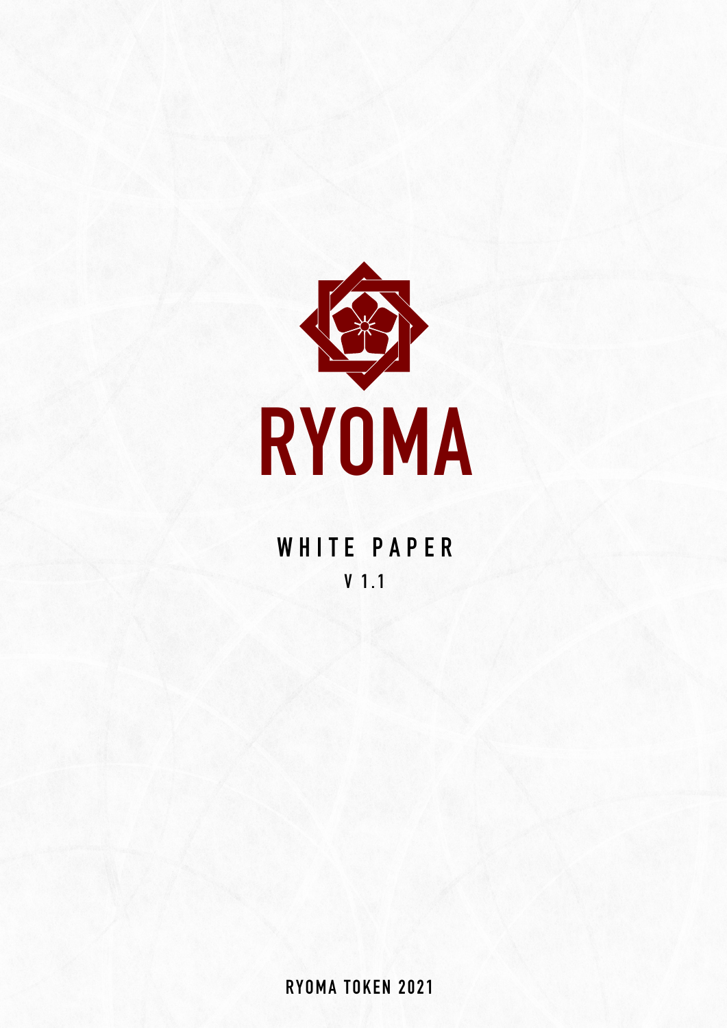# RYOMA

## WHITE PAPER

V 1.1

RYOMA TOKEN 2021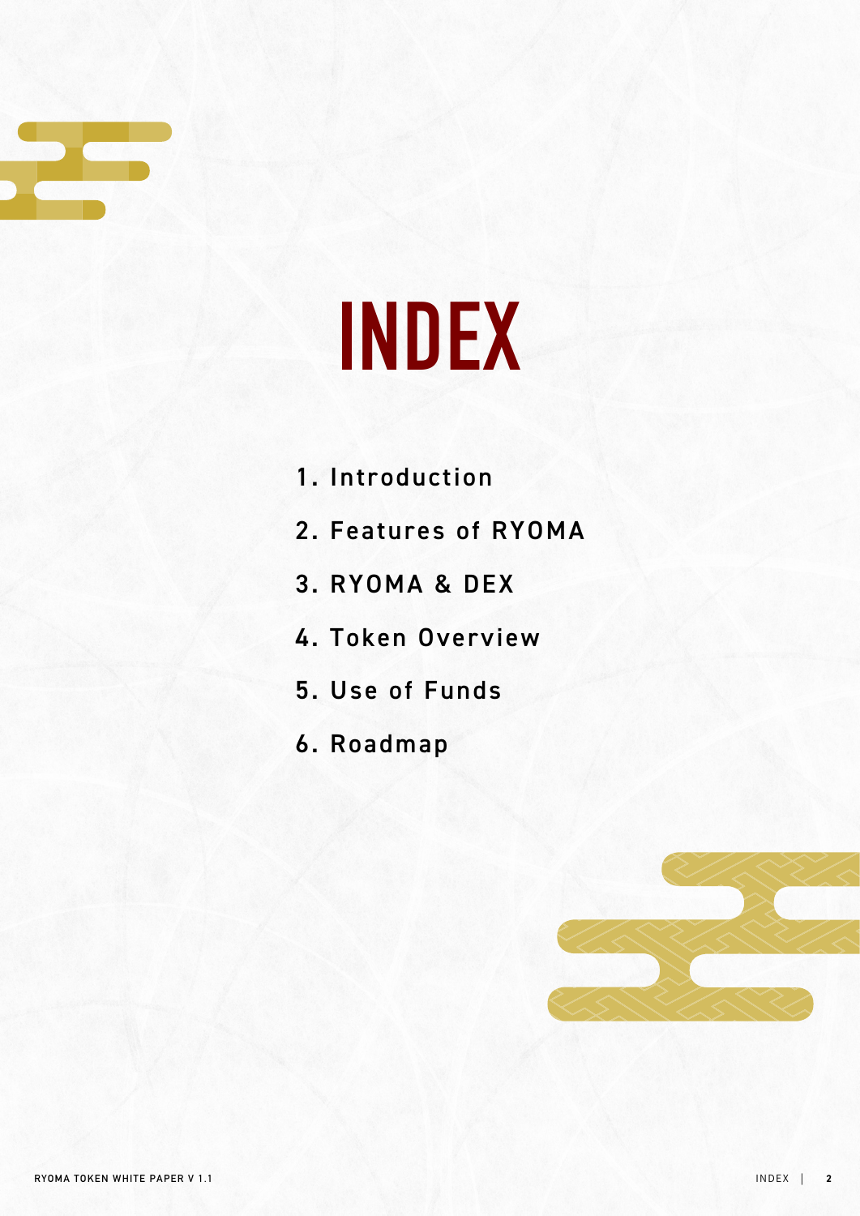# INDEX

1. Introduction
2. Features of RYOMA
3. RYOMA & DEX
4. Token Overview
5. Use of Funds
6. Roadmap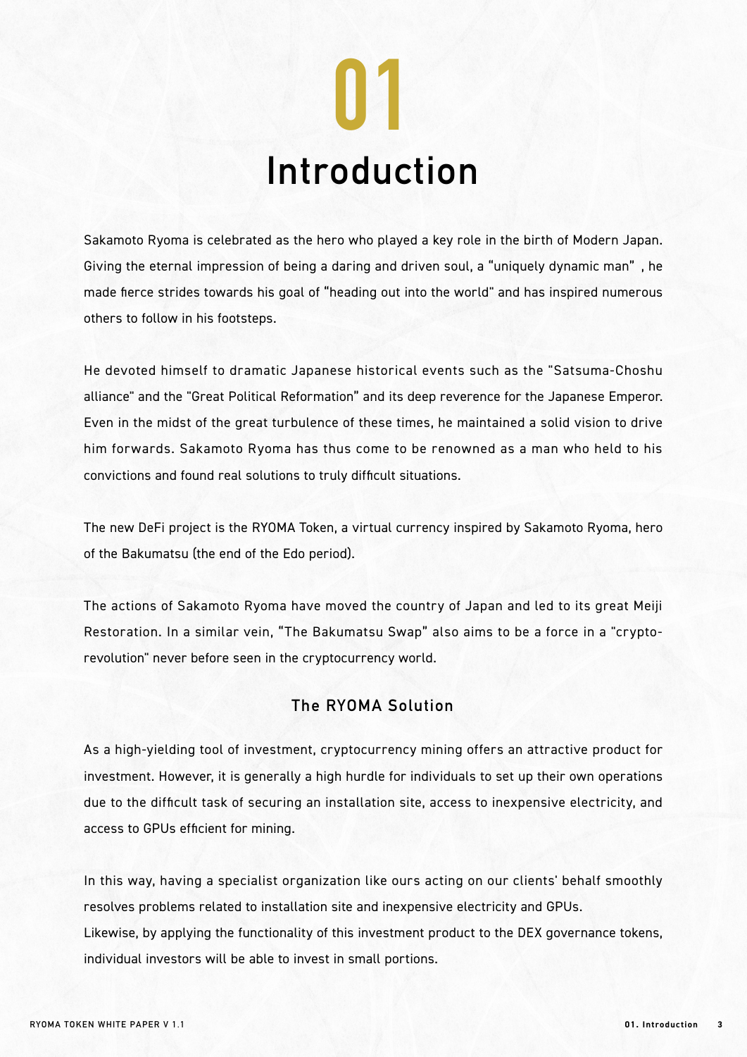# 01 Introduction

Sakamoto Ryoma is celebrated as the hero who played a key role in the birth of Modern Japan. Giving the eternal impression of being a daring and driven soul, a "uniquely dynamic man" , he made fierce strides towards his goal of "heading out into the world" and has inspired numerous others to follow in his footsteps.

He devoted himself to dramatic Japanese historical events such as the "Satsuma-Choshu alliance" and the "Great Political Reformation" and its deep reverence for the Japanese Emperor. Even in the midst of the great turbulence of these times, he maintained a solid vision to drive him forwards. Sakamoto Ryoma has thus come to be renowned as a man who held to his convictions and found real solutions to truly difficult situations.

The new DeFi project is the RYOMA Token, a virtual currency inspired by Sakamoto Ryoma, hero of the Bakumatsu (the end of the Edo period).

The actions of Sakamoto Ryoma have moved the country of Japan and led to its great Meiji Restoration. In a similar vein, "The Bakumatsu Swap" also aims to be a force in a "crypto-revolution" never before seen in the cryptocurrency world.

## The RYOMA Solution

As a high-yielding tool of investment, cryptocurrency mining offers an attractive product for investment. However, it is generally a high hurdle for individuals to set up their own operations due to the difficult task of securing an installation site, access to inexpensive electricity, and access to GPUs efficient for mining.

In this way, having a specialist organization like ours acting on our clients' behalf smoothly resolves problems related to installation site and inexpensive electricity and GPUs.
Likewise, by applying the functionality of this investment product to the DEX governance tokens, individual investors will be able to invest in small portions.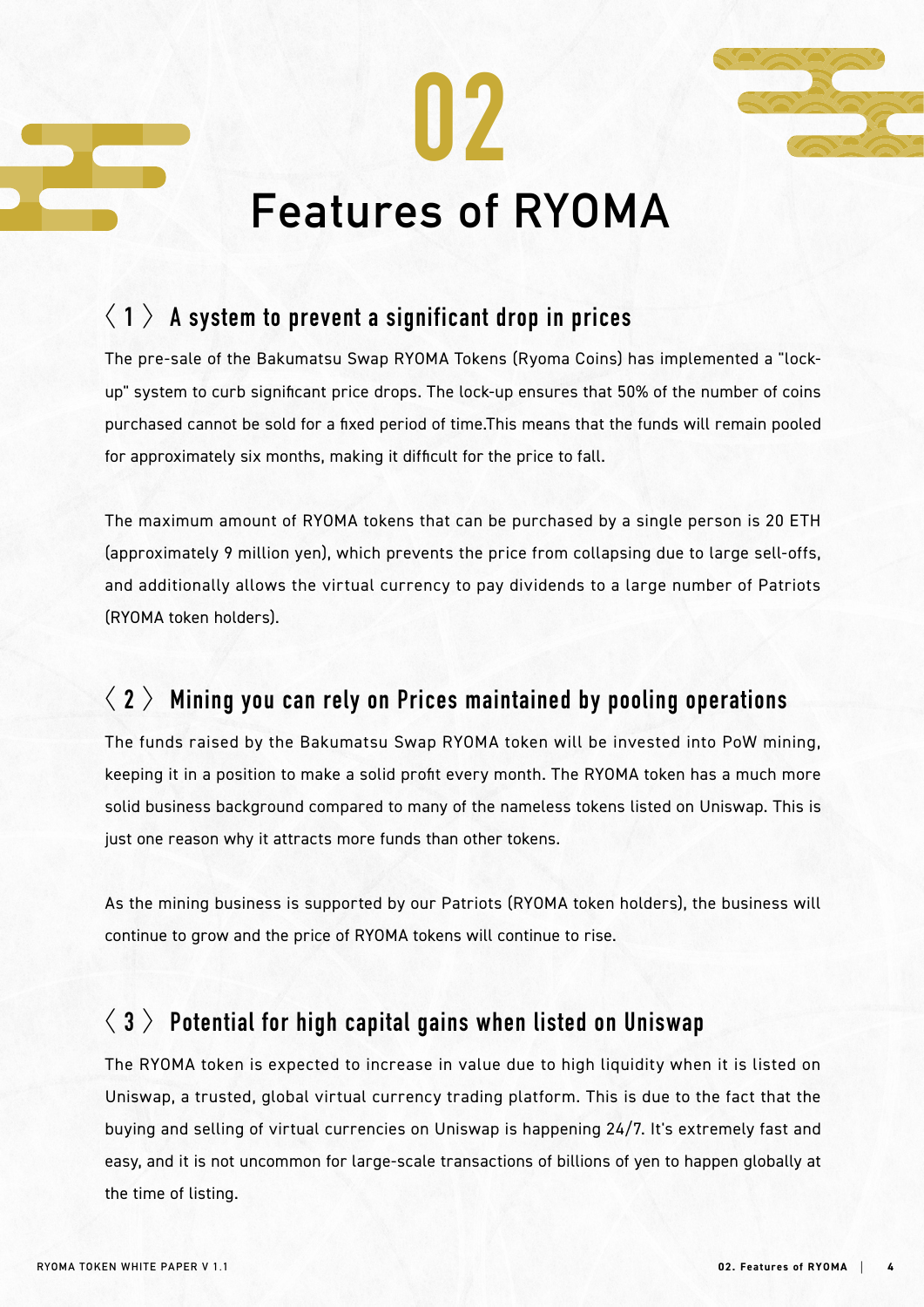# 02

# Features of RYOMA

## 〈 1 〉 A system to prevent a significant drop in prices

The pre-sale of the Bakumatsu Swap RYOMA Tokens (Ryoma Coins) has implemented a "lock-up" system to curb significant price drops. The lock-up ensures that 50% of the number of coins purchased cannot be sold for a fixed period of time.This means that the funds will remain pooled for approximately six months, making it difficult for the price to fall.

The maximum amount of RYOMA tokens that can be purchased by a single person is 20 ETH (approximately 9 million yen), which prevents the price from collapsing due to large sell-offs, and additionally allows the virtual currency to pay dividends to a large number of Patriots (RYOMA token holders).

## 〈 2 〉 Mining you can rely on Prices maintained by pooling operations

The funds raised by the Bakumatsu Swap RYOMA token will be invested into PoW mining, keeping it in a position to make a solid profit every month. The RYOMA token has a much more solid business background compared to many of the nameless tokens listed on Uniswap. This is just one reason why it attracts more funds than other tokens.

As the mining business is supported by our Patriots (RYOMA token holders), the business will continue to grow and the price of RYOMA tokens will continue to rise.

## 〈 3 〉 Potential for high capital gains when listed on Uniswap

The RYOMA token is expected to increase in value due to high liquidity when it is listed on Uniswap, a trusted, global virtual currency trading platform. This is due to the fact that the buying and selling of virtual currencies on Uniswap is happening 24/7. It's extremely fast and easy, and it is not uncommon for large-scale transactions of billions of yen to happen globally at the time of listing.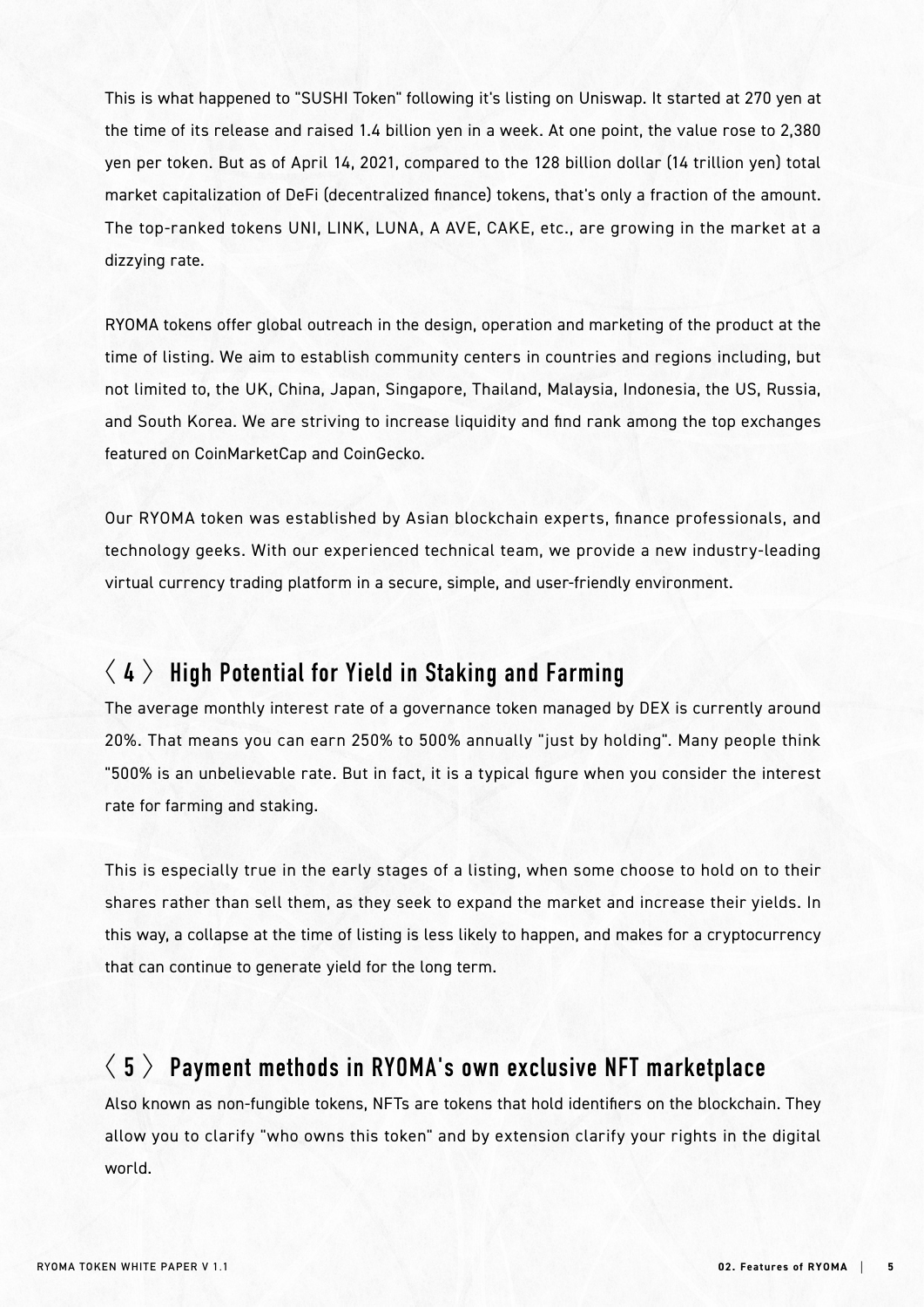This is what happened to "SUSHI Token" following it's listing on Uniswap. It started at 270 yen at the time of its release and raised 1.4 billion yen in a week. At one point, the value rose to 2,380 yen per token. But as of April 14, 2021, compared to the 128 billion dollar (14 trillion yen) total market capitalization of DeFi (decentralized finance) tokens, that's only a fraction of the amount. The top-ranked tokens UNI, LINK, LUNA, A AVE, CAKE, etc., are growing in the market at a dizzying rate.

RYOMA tokens offer global outreach in the design, operation and marketing of the product at the time of listing. We aim to establish community centers in countries and regions including, but not limited to, the UK, China, Japan, Singapore, Thailand, Malaysia, Indonesia, the US, Russia, and South Korea. We are striving to increase liquidity and find rank among the top exchanges featured on CoinMarketCap and CoinGecko.

Our RYOMA token was established by Asian blockchain experts, finance professionals, and technology geeks. With our experienced technical team, we provide a new industry-leading virtual currency trading platform in a secure, simple, and user-friendly environment.

## 〈 4 〉 High Potential for Yield in Staking and Farming

The average monthly interest rate of a governance token managed by DEX is currently around 20%. That means you can earn 250% to 500% annually "just by holding". Many people think "500% is an unbelievable rate. But in fact, it is a typical figure when you consider the interest rate for farming and staking.

This is especially true in the early stages of a listing, when some choose to hold on to their shares rather than sell them, as they seek to expand the market and increase their yields. In this way, a collapse at the time of listing is less likely to happen, and makes for a cryptocurrency that can continue to generate yield for the long term.

## 〈 5 〉 Payment methods in RYOMA's own exclusive NFT marketplace

Also known as non-fungible tokens, NFTs are tokens that hold identifiers on the blockchain. They allow you to clarify "who owns this token" and by extension clarify your rights in the digital world.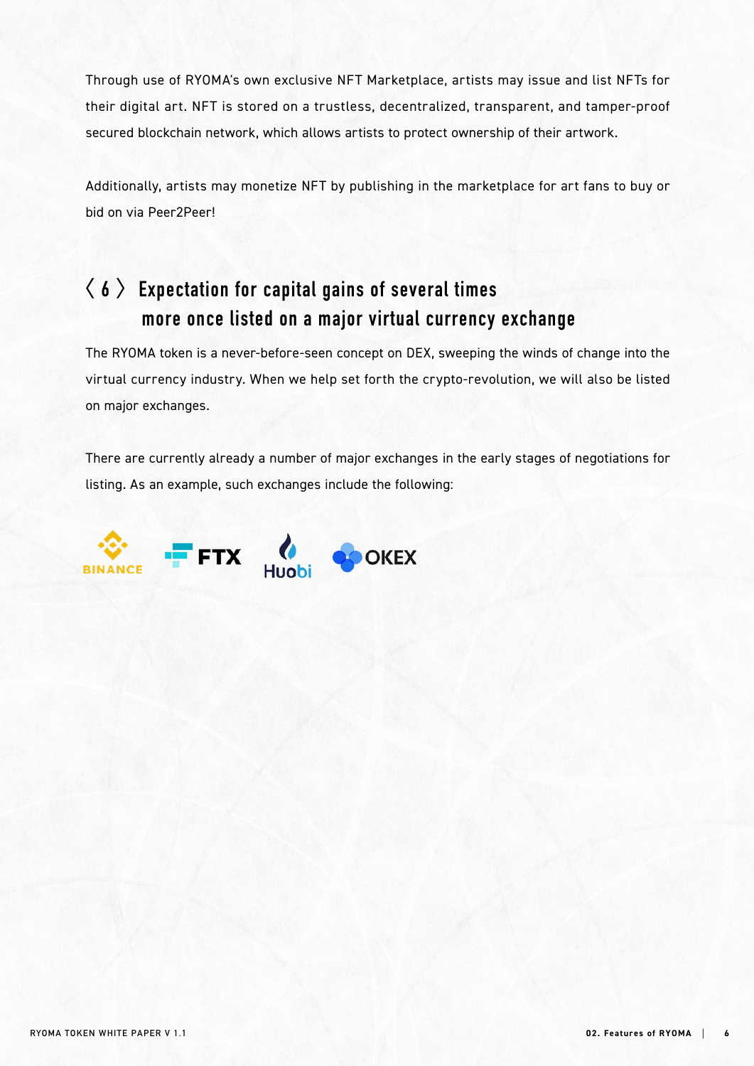Through use of RYOMA's own exclusive NFT Marketplace, artists may issue and list NFTs for their digital art. NFT is stored on a trustless, decentralized, transparent, and tamper-proof secured blockchain network, which allows artists to protect ownership of their artwork.

Additionally, artists may monetize NFT by publishing in the marketplace for art fans to buy or bid on via Peer2Peer!

## 〈 6 〉 Expectation for capital gains of several times more once listed on a major virtual currency exchange

The RYOMA token is a never-before-seen concept on DEX, sweeping the winds of change into the virtual currency industry. When we help set forth the crypto-revolution, we will also be listed on major exchanges.

There are currently already a number of major exchanges in the early stages of negotiations for listing. As an example, such exchanges include the following:

BINANCE FTX Huobi OKEX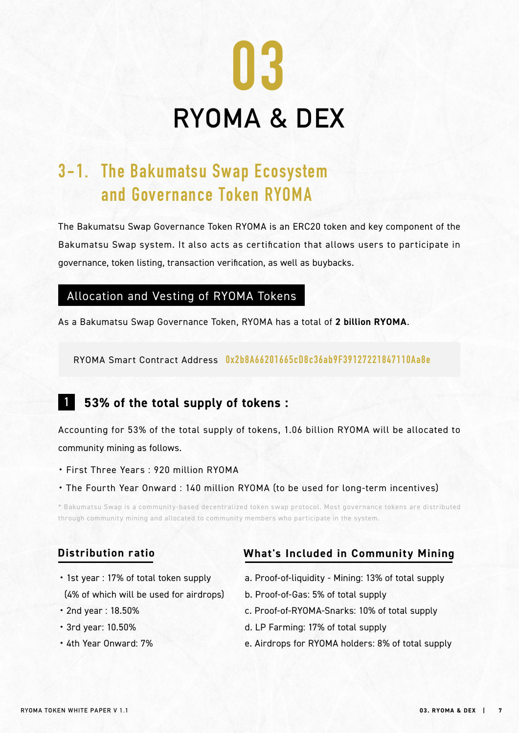# 03

# RYOMA & DEX

## 3-1. The Bakumatsu Swap Ecosystem and Governance Token RYOMA

The Bakumatsu Swap Governance Token RYOMA is an ERC20 token and key component of the Bakumatsu Swap system. It also acts as certification that allows users to participate in governance, token listing, transaction verification, as well as buybacks.

### Allocation and Vesting of RYOMA Tokens

As a Bakumatsu Swap Governance Token, RYOMA has a total of **2 billion RYOMA**.

RYOMA Smart Contract Address 0x2b8A66201665cD8c36ab9F39127221847110Aa8e

### 1 53% of the total supply of tokens :

Accounting for 53% of the total supply of tokens, 1.06 billion RYOMA will be allocated to community mining as follows.

- First Three Years : 920 million RYOMA
- The Fourth Year Onward : 140 million RYOMA (to be used for long-term incentives)

* Bakumatsu Swap is a community-based decentralized token swap protocol. Most governance tokens are distributed through community mining and allocated to community members who participate in the system.

#### Distribution ratio

- 1st year : 17% of total token supply (4% of which will be used for airdrops)
- 2nd year : 18.50%
- 3rd year: 10.50%
- 4th Year Onward: 7%

#### What's Included in Community Mining

a. Proof-of-liquidity - Mining: 13% of total supply
b. Proof-of-Gas: 5% of total supply
c. Proof-of-RYOMA-Snarks: 10% of total supply
d. LP Farming: 17% of total supply
e. Airdrops for RYOMA holders: 8% of total supply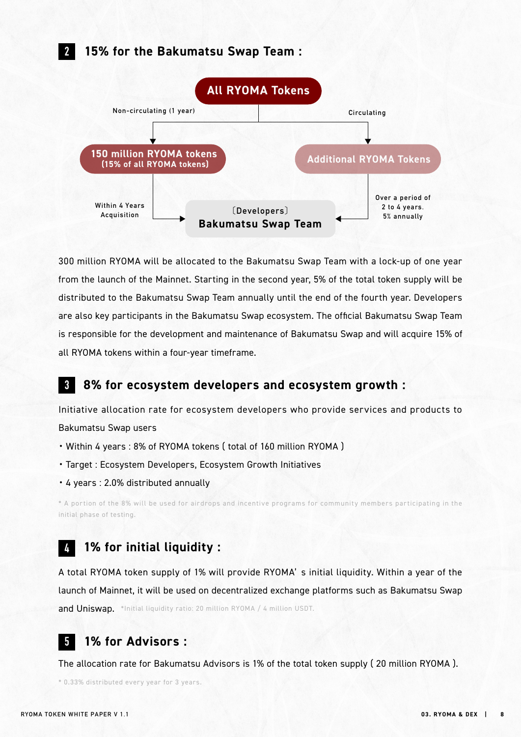## 2 15% for the Bakumatsu Swap Team :

All RYOMA Tokens

Non-circulating (1 year) → 150 million RYOMA tokens (15% of all RYOMA tokens) → Within 4 Years Acquisition → 〔Developers〕 Bakumatsu Swap Team

Circulating → Additional RYOMA Tokens → Over a period of 2 to 4 years. 5% annually → 〔Developers〕 Bakumatsu Swap Team

300 million RYOMA will be allocated to the Bakumatsu Swap Team with a lock-up of one year from the launch of the Mainnet. Starting in the second year, 5% of the total token supply will be distributed to the Bakumatsu Swap Team annually until the end of the fourth year. Developers are also key participants in the Bakumatsu Swap ecosystem. The official Bakumatsu Swap Team is responsible for the development and maintenance of Bakumatsu Swap and will acquire 15% of all RYOMA tokens within a four-year timeframe.

## 3 8% for ecosystem developers and ecosystem growth :

Initiative allocation rate for ecosystem developers who provide services and products to Bakumatsu Swap users

- Within 4 years : 8% of RYOMA tokens ( total of 160 million RYOMA )
- Target : Ecosystem Developers, Ecosystem Growth Initiatives
- 4 years : 2.0% distributed annually

* A portion of the 8% will be used for airdrops and incentive programs for community members participating in the initial phase of testing.

## 4 1% for initial liquidity :

A total RYOMA token supply of 1% will provide RYOMA' s initial liquidity. Within a year of the launch of Mainnet, it will be used on decentralized exchange platforms such as Bakumatsu Swap and Uniswap. *Initial liquidity ratio: 20 million RYOMA / 4 million USDT.

## 5 1% for Advisors :

The allocation rate for Bakumatsu Advisors is 1% of the total token supply ( 20 million RYOMA ).

* 0.33% distributed every year for 3 years.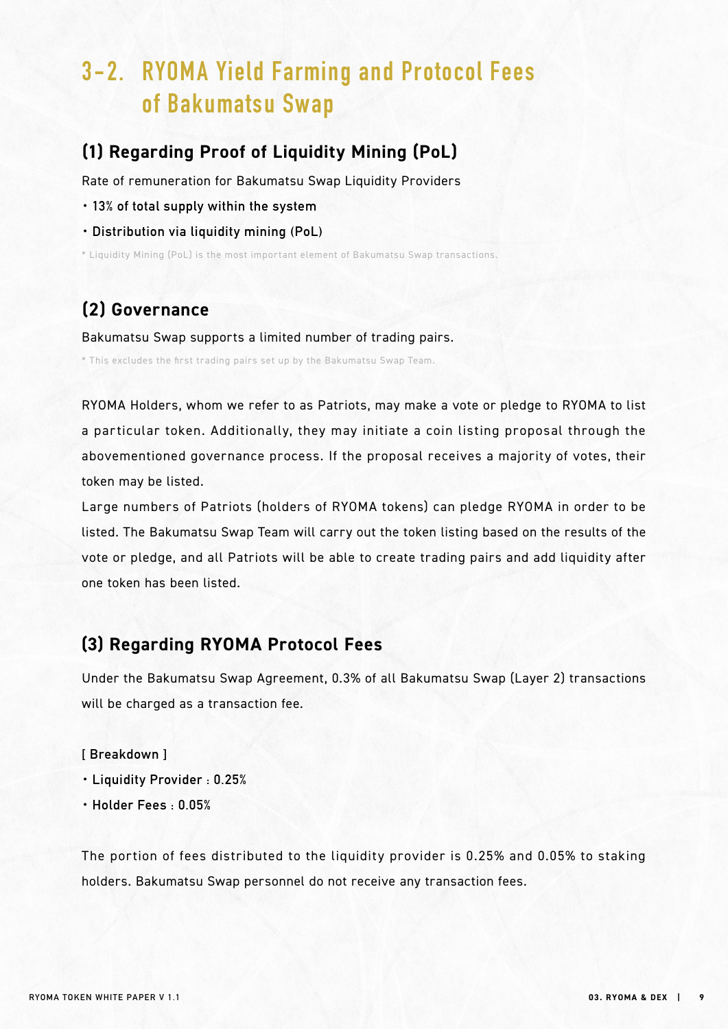# 3-2. RYOMA Yield Farming and Protocol Fees of Bakumatsu Swap

## (1) Regarding Proof of Liquidity Mining (PoL)

Rate of remuneration for Bakumatsu Swap Liquidity Providers

- 13% of total supply within the system
- Distribution via liquidity mining (PoL)

* Liquidity Mining (PoL) is the most important element of Bakumatsu Swap transactions.

## (2) Governance

Bakumatsu Swap supports a limited number of trading pairs.

* This excludes the first trading pairs set up by the Bakumatsu Swap Team.

RYOMA Holders, whom we refer to as Patriots, may make a vote or pledge to RYOMA to list a particular token. Additionally, they may initiate a coin listing proposal through the abovementioned governance process. If the proposal receives a majority of votes, their token may be listed.

Large numbers of Patriots (holders of RYOMA tokens) can pledge RYOMA in order to be listed. The Bakumatsu Swap Team will carry out the token listing based on the results of the vote or pledge, and all Patriots will be able to create trading pairs and add liquidity after one token has been listed.

## (3) Regarding RYOMA Protocol Fees

Under the Bakumatsu Swap Agreement, 0.3% of all Bakumatsu Swap (Layer 2) transactions will be charged as a transaction fee.

[ Breakdown ]

- Liquidity Provider : 0.25%
- Holder Fees : 0.05%

The portion of fees distributed to the liquidity provider is 0.25% and 0.05% to staking holders. Bakumatsu Swap personnel do not receive any transaction fees.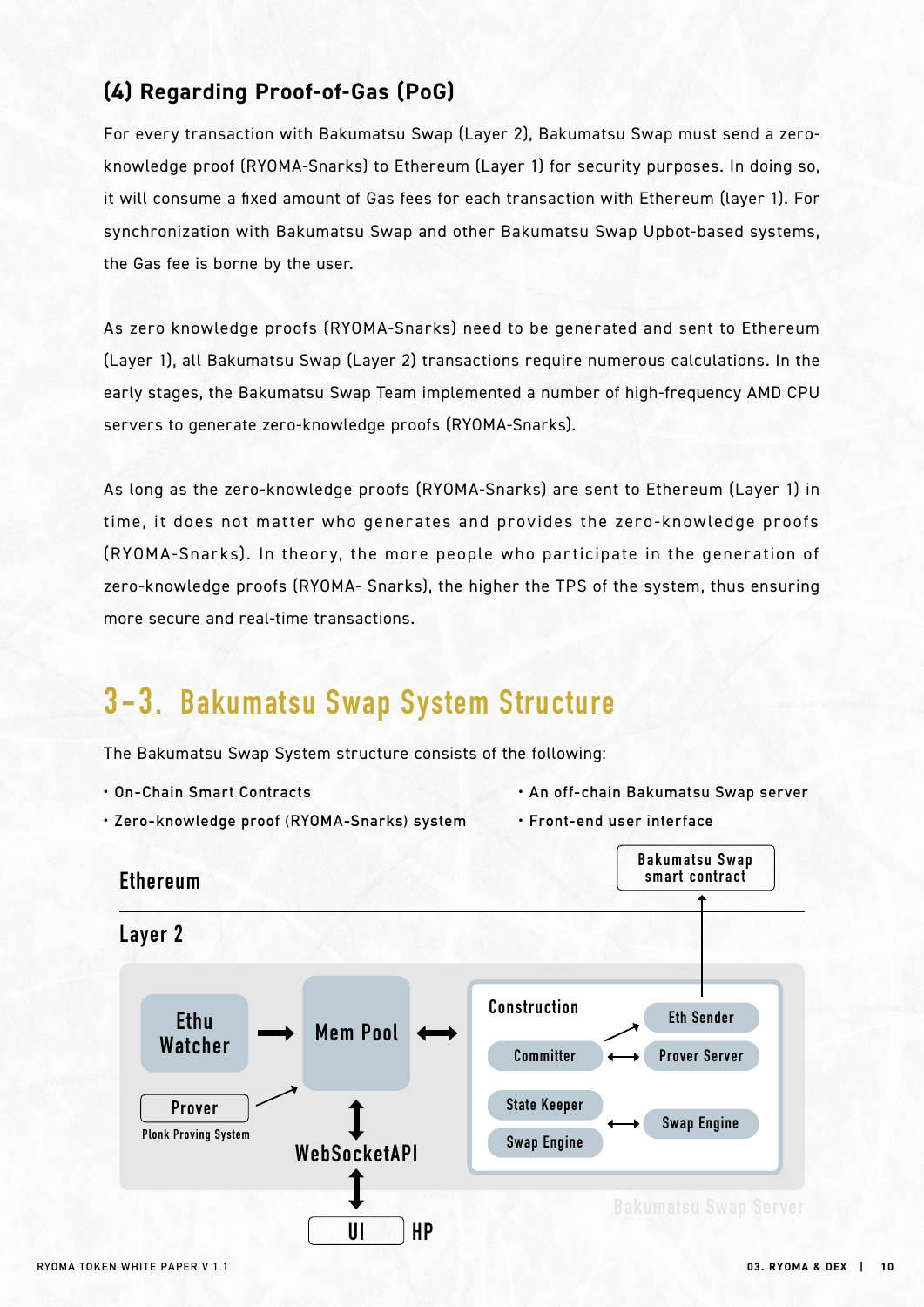### (4) Regarding Proof-of-Gas (PoG)

For every transaction with Bakumatsu Swap (Layer 2), Bakumatsu Swap must send a zero-knowledge proof (RYOMA-Snarks) to Ethereum (Layer 1) for security purposes. In doing so, it will consume a fixed amount of Gas fees for each transaction with Ethereum (layer 1). For synchronization with Bakumatsu Swap and other Bakumatsu Swap Upbot-based systems, the Gas fee is borne by the user.

As zero knowledge proofs (RYOMA-Snarks) need to be generated and sent to Ethereum (Layer 1), all Bakumatsu Swap (Layer 2) transactions require numerous calculations. In the early stages, the Bakumatsu Swap Team implemented a number of high-frequency AMD CPU servers to generate zero-knowledge proofs (RYOMA-Snarks).

As long as the zero-knowledge proofs (RYOMA-Snarks) are sent to Ethereum (Layer 1) in time, it does not matter who generates and provides the zero-knowledge proofs (RYOMA-Snarks). In theory, the more people who participate in the generation of zero-knowledge proofs (RYOMA- Snarks), the higher the TPS of the system, thus ensuring more secure and real-time transactions.

## 3-3. Bakumatsu Swap System Structure

The Bakumatsu Swap System structure consists of the following:

- On-Chain Smart Contracts
- Zero-knowledge proof (RYOMA-Snarks) system
- An off-chain Bakumatsu Swap server
- Front-end user interface

Ethereum

Bakumatsu Swap smart contract

Layer 2

Ethu Watcher → Mem Pool ↔ Construction

Prover
Plonk Proving System

Construction: Committer, Eth Sender, Prover Server, State Keeper, Swap Engine, Swap Engine

WebSocketAPI

UI HP

Bakumatsu Swap Server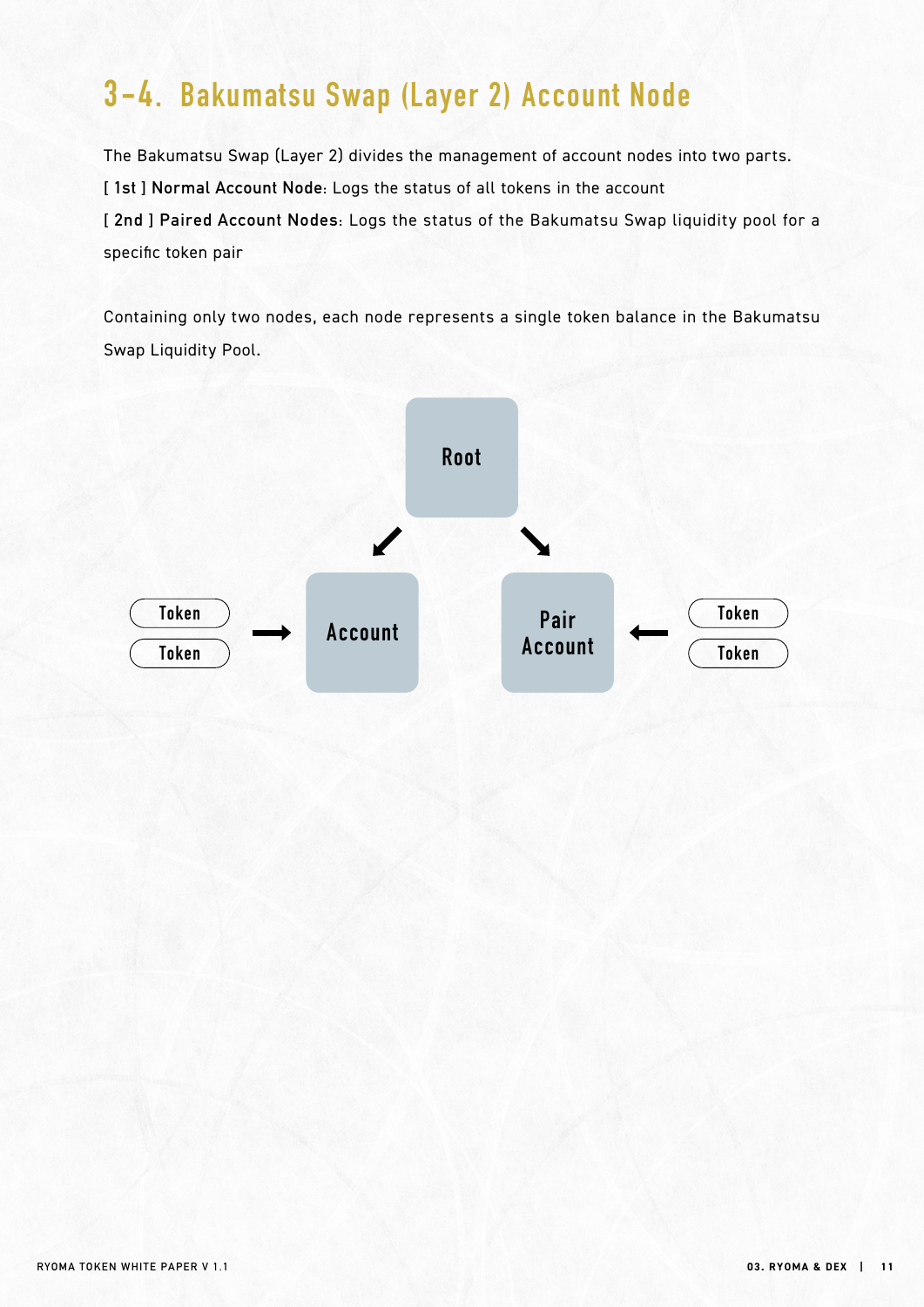# 3-4. Bakumatsu Swap (Layer 2) Account Node

The Bakumatsu Swap (Layer 2) divides the management of account nodes into two parts.

[ 1st ] **Normal Account Node**: Logs the status of all tokens in the account

[ 2nd ] **Paired Account Nodes**: Logs the status of the Bakumatsu Swap liquidity pool for a specific token pair

Containing only two nodes, each node represents a single token balance in the Bakumatsu Swap Liquidity Pool.

Root

Token
Token

Account

Pair Account

Token
Token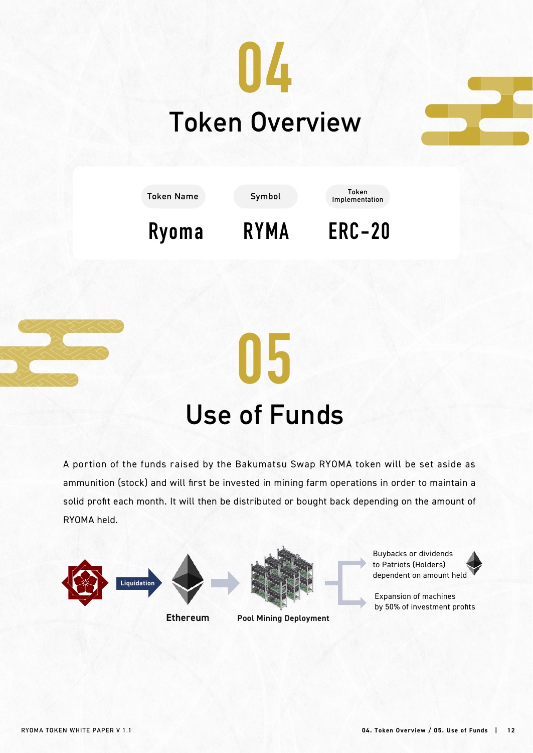# 04

# Token Overview

| Token Name | Symbol | Token Implementation |
|---|---|---|
| Ryoma | RYMA | ERC-20 |

# 05

# Use of Funds

A portion of the funds raised by the Bakumatsu Swap RYOMA token will be set aside as ammunition (stock) and will first be invested in mining farm operations in order to maintain a solid profit each month. It will then be distributed or bought back depending on the amount of RYOMA held.

Liquidation → Ethereum → Pool Mining Deployment →

- Buybacks or dividends to Patriots (Holders) dependent on amount held
- Expansion of machines by 50% of investment profits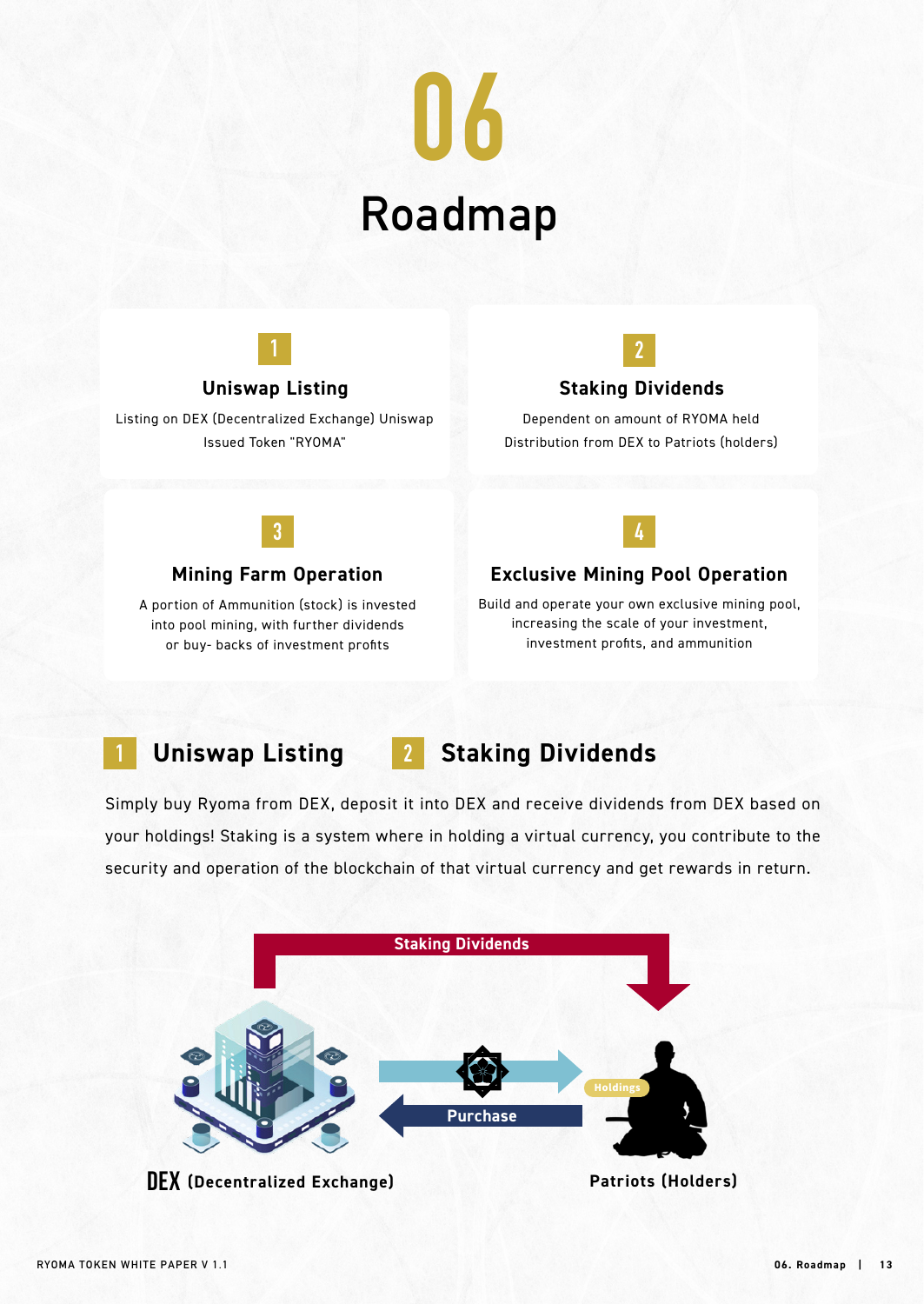# 06

# Roadmap

### 1

### Uniswap Listing

Listing on DEX (Decentralized Exchange) Uniswap
Issued Token "RYOMA"

### 2

### Staking Dividends

Dependent on amount of RYOMA held
Distribution from DEX to Patriots (holders)

### 3

### Mining Farm Operation

A portion of Ammunition (stock) is invested into pool mining, with further dividends or buy- backs of investment profits

### 4

### Exclusive Mining Pool Operation

Build and operate your own exclusive mining pool, increasing the scale of your investment, investment profits, and ammunition

## 1 Uniswap Listing 2 Staking Dividends

Simply buy Ryoma from DEX, deposit it into DEX and receive dividends from DEX based on your holdings! Staking is a system where in holding a virtual currency, you contribute to the security and operation of the blockchain of that virtual currency and get rewards in return.

Staking Dividends

Purchase

Holdings

DEX (Decentralized Exchange)

Patriots (Holders)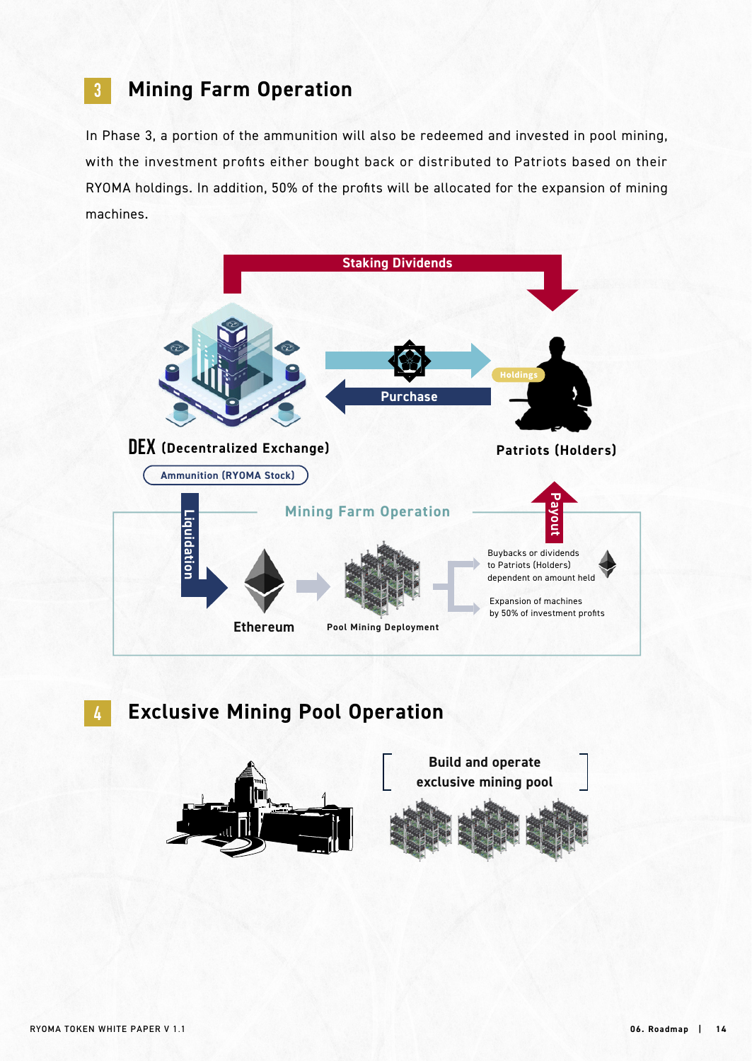## 3 Mining Farm Operation

In Phase 3, a portion of the ammunition will also be redeemed and invested in pool mining, with the investment profits either bought back or distributed to Patriots based on their RYOMA holdings. In addition, 50% of the profits will be allocated for the expansion of mining machines.

Staking Dividends

Purchase

Holdings

DEX (Decentralized Exchange)

Patriots (Holders)

Ammunition (RYOMA Stock)

Liquidation

Mining Farm Operation

Payout

Ethereum

Pool Mining Deployment

Buybacks or dividends to Patriots (Holders) dependent on amount held

Expansion of machines by 50% of investment profits

## 4 Exclusive Mining Pool Operation

Build and operate exclusive mining pool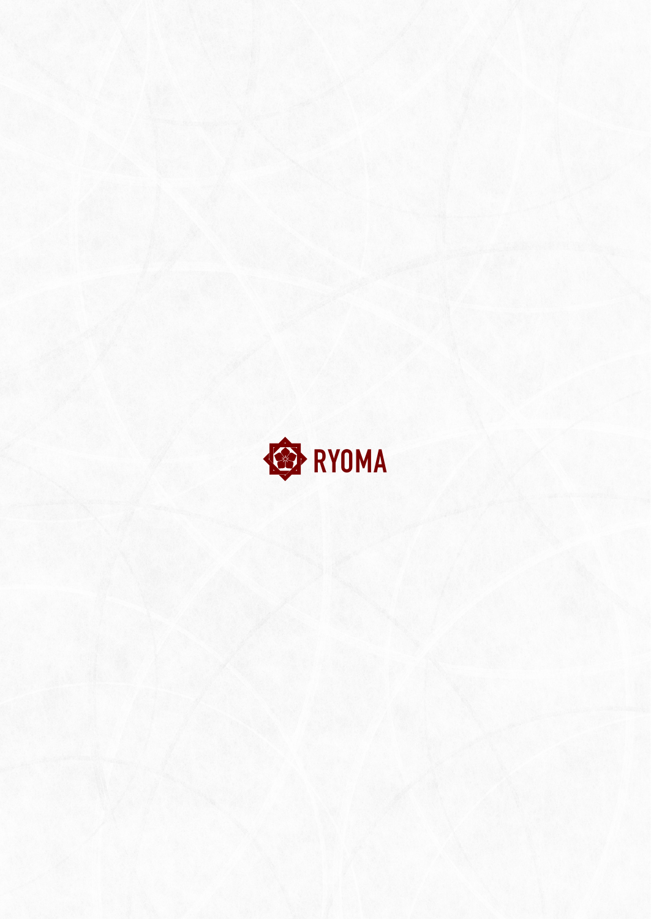RYOMA